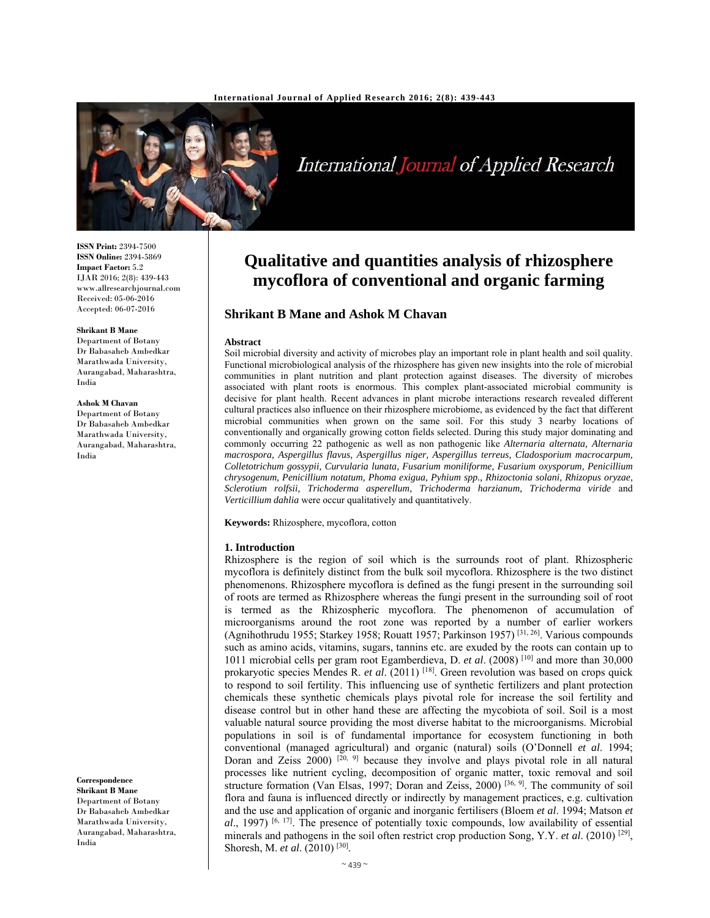# Qualitative and quantities analysis of rhizosphere mycoflora of conventional and organic farming

## Shrikant B Mane and Ashok M Chavan

**ISSN Print:** 2394-7500
**ISSN Online:** 2394-5869
**Impact Factor:** 5.2
IJAR 2016; 2(8): 439-443
www.allresearchjournal.com
Received: 05-06-2016
Accepted: 06-07-2016

**Shrikant B Mane**
Department of Botany
Dr Babasaheb Ambedkar Marathwada University, Aurangabad, Maharashtra, India

**Ashok M Chavan**
Department of Botany
Dr Babasaheb Ambedkar Marathwada University, Aurangabad, Maharashtra, India

**Correspondence**
**Shrikant B Mane**
Department of Botany
Dr Babasaheb Ambedkar Marathwada University, Aurangabad, Maharashtra, India

### Abstract

Soil microbial diversity and activity of microbes play an important role in plant health and soil quality. Functional microbiological analysis of the rhizosphere has given new insights into the role of microbial communities in plant nutrition and plant protection against diseases. The diversity of microbes associated with plant roots is enormous. This complex plant-associated microbial community is decisive for plant health. Recent advances in plant microbe interactions research revealed different cultural practices also influence on their rhizosphere microbiome, as evidenced by the fact that different microbial communities when grown on the same soil. For this study 3 nearby locations of conventionally and organically growing cotton fields selected. During this study major dominating and commonly occurring 22 pathogenic as well as non pathogenic like *Alternaria alternata, Alternaria macrospora, Aspergillus flavus, Aspergillus niger, Aspergillus terreus, Cladosporium macrocarpum, Colletotrichum gossypii, Curvularia lunata, Fusarium moniliforme, Fusarium oxysporum, Penicillium chrysogenum, Penicillium notatum, Phoma exigua, Pyhium spp., Rhizoctonia solani, Rhizopus oryzae, Sclerotium rolfsii, Trichoderma asperellum, Trichoderma harzianum, Trichoderma viride* and *Verticillium dahlia* were occur qualitatively and quantitatively.

**Keywords:** Rhizosphere, mycoflora, cotton

### 1. Introduction

Rhizosphere is the region of soil which is the surrounds root of plant. Rhizospheric mycoflora is definitely distinct from the bulk soil mycoflora. Rhizosphere is the two distinct phenomenons. Rhizosphere mycoflora is defined as the fungi present in the surrounding soil of roots are termed as Rhizosphere whereas the fungi present in the surrounding soil of root is termed as the Rhizospheric mycoflora. The phenomenon of accumulation of microorganisms around the root zone was reported by a number of earlier workers (Agnihothrudu 1955; Starkey 1958; Rouatt 1957; Parkinson 1957) [31, 26]. Various compounds such as amino acids, vitamins, sugars, tannins etc. are exuded by the roots can contain up to 1011 microbial cells per gram root Egamberdieva, D. *et al*. (2008) [10] and more than 30,000 prokaryotic species Mendes R. *et al*. (2011) [18]. Green revolution was based on crops quick to respond to soil fertility. This influencing use of synthetic fertilizers and plant protection chemicals these synthetic chemicals plays pivotal role for increase the soil fertility and disease control but in other hand these are affecting the mycobiota of soil. Soil is a most valuable natural source providing the most diverse habitat to the microorganisms. Microbial populations in soil is of fundamental importance for ecosystem functioning in both conventional (managed agricultural) and organic (natural) soils (O'Donnell *et al.* 1994; Doran and Zeiss 2000) [20, 9] because they involve and plays pivotal role in all natural processes like nutrient cycling, decomposition of organic matter, toxic removal and soil structure formation (Van Elsas, 1997; Doran and Zeiss, 2000) [36, 9]. The community of soil flora and fauna is influenced directly or indirectly by management practices, e.g. cultivation and the use and application of organic and inorganic fertilisers (Bloem *et al*. 1994; Matson *et al*., 1997) [6, 17]. The presence of potentially toxic compounds, low availability of essential minerals and pathogens in the soil often restrict crop production Song, Y.Y. *et al*. (2010) [29], Shoresh, M. *et al*. (2010) [30].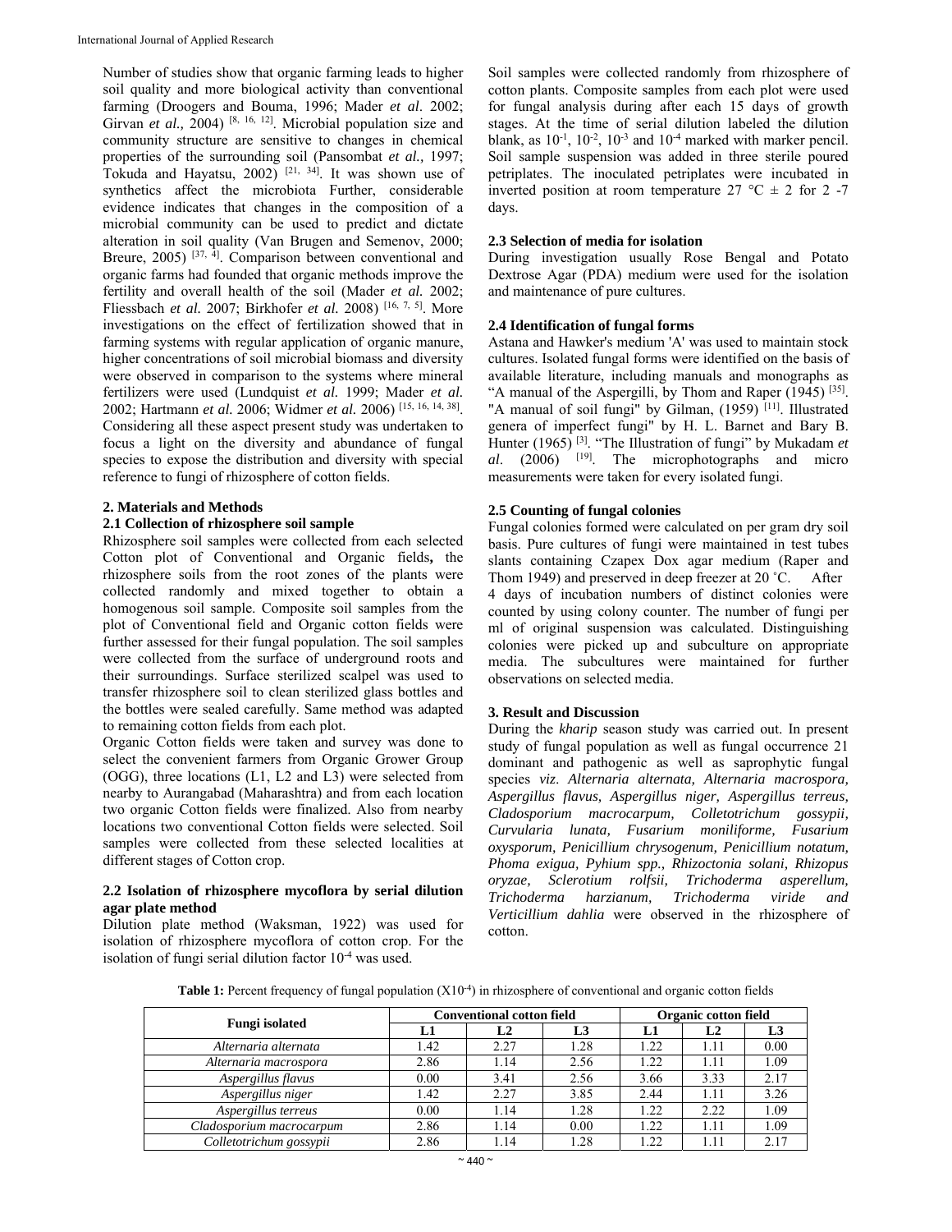Number of studies show that organic farming leads to higher soil quality and more biological activity than conventional farming (Droogers and Bouma, 1996; Mader *et al*. 2002; Girvan *et al.,* 2004) [8, 16, 12]. Microbial population size and community structure are sensitive to changes in chemical properties of the surrounding soil (Pansombat *et al.,* 1997; Tokuda and Hayatsu, 2002) [21, 34]. It was shown use of synthetics affect the microbiota Further, considerable evidence indicates that changes in the composition of a microbial community can be used to predict and dictate alteration in soil quality (Van Brugen and Semenov, 2000; Breure, 2005) [37, 4]. Comparison between conventional and organic farms had founded that organic methods improve the fertility and overall health of the soil (Mader *et al.* 2002; Fliessbach *et al.* 2007; Birkhofer *et al.* 2008) [16, 7, 5]. More investigations on the effect of fertilization showed that in farming systems with regular application of organic manure, higher concentrations of soil microbial biomass and diversity were observed in comparison to the systems where mineral fertilizers were used (Lundquist *et al.* 1999; Mader *et al.* 2002; Hartmann *et al.* 2006; Widmer *et al.* 2006) [15, 16, 14, 38]. Considering all these aspect present study was undertaken to focus a light on the diversity and abundance of fungal species to expose the distribution and diversity with special reference to fungi of rhizosphere of cotton fields.

## 2. Materials and Methods

### 2.1 Collection of rhizosphere soil sample

Rhizosphere soil samples were collected from each selected Cotton plot of Conventional and Organic fields**,** the rhizosphere soils from the root zones of the plants were collected randomly and mixed together to obtain a homogenous soil sample. Composite soil samples from the plot of Conventional field and Organic cotton fields were further assessed for their fungal population. The soil samples were collected from the surface of underground roots and their surroundings. Surface sterilized scalpel was used to transfer rhizosphere soil to clean sterilized glass bottles and the bottles were sealed carefully. Same method was adapted to remaining cotton fields from each plot.

Organic Cotton fields were taken and survey was done to select the convenient farmers from Organic Grower Group (OGG), three locations (L1, L2 and L3) were selected from nearby to Aurangabad (Maharashtra) and from each location two organic Cotton fields were finalized. Also from nearby locations two conventional Cotton fields were selected. Soil samples were collected from these selected localities at different stages of Cotton crop.

### 2.2 Isolation of rhizosphere mycoflora by serial dilution agar plate method

Dilution plate method (Waksman, 1922) was used for isolation of rhizosphere mycoflora of cotton crop. For the isolation of fungi serial dilution factor $10^{-4}$ was used.

Soil samples were collected randomly from rhizosphere of cotton plants. Composite samples from each plot were used for fungal analysis during after each 15 days of growth stages. At the time of serial dilution labeled the dilution blank, as $10^{-1}$, $10^{-2}$, $10^{-3}$ and $10^{-4}$ marked with marker pencil. Soil sample suspension was added in three sterile poured petriplates. The inoculated petriplates were incubated in inverted position at room temperature 27 °C ± 2 for 2 -7 days.

### 2.3 Selection of media for isolation

During investigation usually Rose Bengal and Potato Dextrose Agar (PDA) medium were used for the isolation and maintenance of pure cultures.

### 2.4 Identification of fungal forms

Astana and Hawker's medium 'A' was used to maintain stock cultures. Isolated fungal forms were identified on the basis of available literature, including manuals and monographs as "A manual of the Aspergilli, by Thom and Raper (1945) [35]. "A manual of soil fungi" by Gilman, (1959) [11]. Illustrated genera of imperfect fungi" by H. L. Barnet and Bary B. Hunter (1965) [3]. "The Illustration of fungi" by Mukadam *et al*. (2006) [19]. The microphotographs and micro measurements were taken for every isolated fungi.

### 2.5 Counting of fungal colonies

Fungal colonies formed were calculated on per gram dry soil basis. Pure cultures of fungi were maintained in test tubes slants containing Czapex Dox agar medium (Raper and Thom 1949) and preserved in deep freezer at 20 ˚C. After 4 days of incubation numbers of distinct colonies were counted by using colony counter. The number of fungi per ml of original suspension was calculated. Distinguishing colonies were picked up and subculture on appropriate media. The subcultures were maintained for further observations on selected media.

## 3. Result and Discussion

During the *kharip* season study was carried out. In present study of fungal population as well as fungal occurrence 21 dominant and pathogenic as well as saprophytic fungal species *viz*. *Alternaria alternata, Alternaria macrospora, Aspergillus flavus, Aspergillus niger, Aspergillus terreus, Cladosporium macrocarpum, Colletotrichum gossypii, Curvularia lunata, Fusarium moniliforme, Fusarium oxysporum, Penicillium chrysogenum, Penicillium notatum, Phoma exigua, Pyhium spp., Rhizoctonia solani, Rhizopus oryzae, Sclerotium rolfsii, Trichoderma asperellum, Trichoderma harzianum, Trichoderma viride and Verticillium dahlia* were observed in the rhizosphere of cotton.

**Table 1:** Percent frequency of fungal population ($X10^{-4}$) in rhizosphere of conventional and organic cotton fields

| Fungi isolated | Conventional cotton field | | | Organic cotton field | | |
|---|---|---|---|---|---|---|
| | L1 | L2 | L3 | L1 | L2 | L3 |
| *Alternaria alternata* | 1.42 | 2.27 | 1.28 | 1.22 | 1.11 | 0.00 |
| *Alternaria macrospora* | 2.86 | 1.14 | 2.56 | 1.22 | 1.11 | 1.09 |
| *Aspergillus flavus* | 0.00 | 3.41 | 2.56 | 3.66 | 3.33 | 2.17 |
| *Aspergillus niger* | 1.42 | 2.27 | 3.85 | 2.44 | 1.11 | 3.26 |
| *Aspergillus terreus* | 0.00 | 1.14 | 1.28 | 1.22 | 2.22 | 1.09 |
| *Cladosporium macrocarpum* | 2.86 | 1.14 | 0.00 | 1.22 | 1.11 | 1.09 |
| *Colletotrichum gossypii* | 2.86 | 1.14 | 1.28 | 1.22 | 1.11 | 2.17 |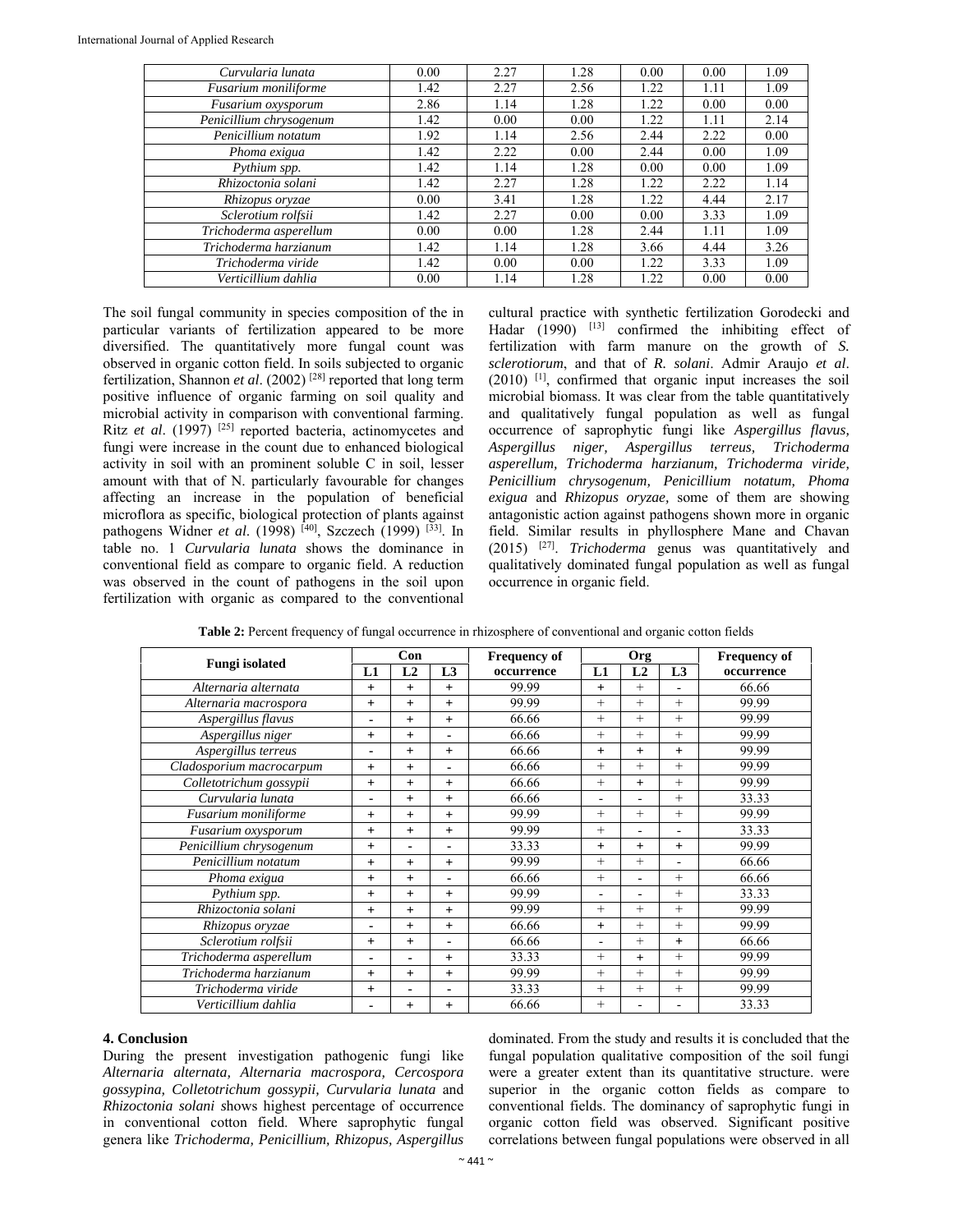| | | | | | | |
|---|---|---|---|---|---|---|
| *Curvularia lunata* | 0.00 | 2.27 | 1.28 | 0.00 | 0.00 | 1.09 |
| *Fusarium moniliforme* | 1.42 | 2.27 | 2.56 | 1.22 | 1.11 | 1.09 |
| *Fusarium oxysporum* | 2.86 | 1.14 | 1.28 | 1.22 | 0.00 | 0.00 |
| *Penicillium chrysogenum* | 1.42 | 0.00 | 0.00 | 1.22 | 1.11 | 2.14 |
| *Penicillium notatum* | 1.92 | 1.14 | 2.56 | 2.44 | 2.22 | 0.00 |
| *Phoma exigua* | 1.42 | 2.22 | 0.00 | 2.44 | 0.00 | 1.09 |
| *Pythium spp.* | 1.42 | 1.14 | 1.28 | 0.00 | 0.00 | 1.09 |
| *Rhizoctonia solani* | 1.42 | 2.27 | 1.28 | 1.22 | 2.22 | 1.14 |
| *Rhizopus oryzae* | 0.00 | 3.41 | 1.28 | 1.22 | 4.44 | 2.17 |
| *Sclerotium rolfsii* | 1.42 | 2.27 | 0.00 | 0.00 | 3.33 | 1.09 |
| *Trichoderma asperellum* | 0.00 | 0.00 | 1.28 | 2.44 | 1.11 | 1.09 |
| *Trichoderma harzianum* | 1.42 | 1.14 | 1.28 | 3.66 | 4.44 | 3.26 |
| *Trichoderma viride* | 1.42 | 0.00 | 0.00 | 1.22 | 3.33 | 1.09 |
| *Verticillium dahlia* | 0.00 | 1.14 | 1.28 | 1.22 | 0.00 | 0.00 |

The soil fungal community in species composition of the in particular variants of fertilization appeared to be more diversified. The quantitatively more fungal count was observed in organic cotton field. In soils subjected to organic fertilization, Shannon *et al*. (2002) [28] reported that long term positive influence of organic farming on soil quality and microbial activity in comparison with conventional farming. Ritz *et al*. (1997) [25] reported bacteria, actinomycetes and fungi were increase in the count due to enhanced biological activity in soil with an prominent soluble C in soil, lesser amount with that of N. particularly favourable for changes affecting an increase in the population of beneficial microflora as specific, biological protection of plants against pathogens Widner *et al*. (1998) [40], Szczech (1999) [33]. In table no. 1 *Curvularia lunata* shows the dominance in conventional field as compare to organic field. A reduction was observed in the count of pathogens in the soil upon fertilization with organic as compared to the conventional cultural practice with synthetic fertilization Gorodecki and Hadar (1990) [13] confirmed the inhibiting effect of fertilization with farm manure on the growth of *S. sclerotiorum*, and that of *R. solani*. Admir Araujo *et al*. (2010) [1], confirmed that organic input increases the soil microbial biomass. It was clear from the table quantitatively and qualitatively fungal population as well as fungal occurrence of saprophytic fungi like *Aspergillus flavus, Aspergillus niger, Aspergillus terreus, Trichoderma asperellum, Trichoderma harzianum, Trichoderma viride, Penicillium chrysogenum, Penicillium notatum, Phoma exigua* and *Rhizopus oryzae*, some of them are showing antagonistic action against pathogens shown more in organic field. Similar results in phyllosphere Mane and Chavan (2015) [27]. *Trichoderma* genus was quantitatively and qualitatively dominated fungal population as well as fungal occurrence in organic field.

**Table 2:** Percent frequency of fungal occurrence in rhizosphere of conventional and organic cotton fields

| Fungi isolated | Con | | | Frequency of occurrence | Org | | | Frequency of occurrence |
|---|---|---|---|---|---|---|---|---|
| | L1 | L2 | L3 | | L1 | L2 | L3 | |
| *Alternaria alternata* | + | + | + | 99.99 | + | + | - | 66.66 |
| *Alternaria macrospora* | + | + | + | 99.99 | + | + | + | 99.99 |
| *Aspergillus flavus* | - | + | + | 66.66 | + | + | + | 99.99 |
| *Aspergillus niger* | + | + | - | 66.66 | + | + | + | 99.99 |
| *Aspergillus terreus* | - | + | + | 66.66 | + | + | + | 99.99 |
| *Cladosporium macrocarpum* | + | + | - | 66.66 | + | + | + | 99.99 |
| *Colletotrichum gossypii* | + | + | + | 66.66 | + | + | + | 99.99 |
| *Curvularia lunata* | - | + | + | 66.66 | - | - | + | 33.33 |
| *Fusarium moniliforme* | + | + | + | 99.99 | + | + | + | 99.99 |
| *Fusarium oxysporum* | + | + | + | 99.99 | + | - | - | 33.33 |
| *Penicillium chrysogenum* | + | - | - | 33.33 | + | + | + | 99.99 |
| *Penicillium notatum* | + | + | + | 99.99 | + | + | - | 66.66 |
| *Phoma exigua* | + | + | - | 66.66 | + | - | + | 66.66 |
| *Pythium spp.* | + | + | + | 99.99 | - | - | + | 33.33 |
| *Rhizoctonia solani* | + | + | + | 99.99 | + | + | + | 99.99 |
| *Rhizopus oryzae* | - | + | + | 66.66 | + | + | + | 99.99 |
| *Sclerotium rolfsii* | + | + | - | 66.66 | - | + | + | 66.66 |
| *Trichoderma asperellum* | - | - | + | 33.33 | + | + | + | 99.99 |
| *Trichoderma harzianum* | + | + | + | 99.99 | + | + | + | 99.99 |
| *Trichoderma viride* | + | - | - | 33.33 | + | + | + | 99.99 |
| *Verticillium dahlia* | - | + | + | 66.66 | + | - | - | 33.33 |

## 4. Conclusion

During the present investigation pathogenic fungi like *Alternaria alternata, Alternaria macrospora, Cercospora gossypina, Colletotrichum gossypii, Curvularia lunata* and *Rhizoctonia solani* shows highest percentage of occurrence in conventional cotton field. Where saprophytic fungal genera like *Trichoderma, Penicillium, Rhizopus, Aspergillus* dominated. From the study and results it is concluded that the fungal population qualitative composition of the soil fungi were a greater extent than its quantitative structure. were superior in the organic cotton fields as compare to conventional fields. The dominancy of saprophytic fungi in organic cotton field was observed. Significant positive correlations between fungal populations were observed in all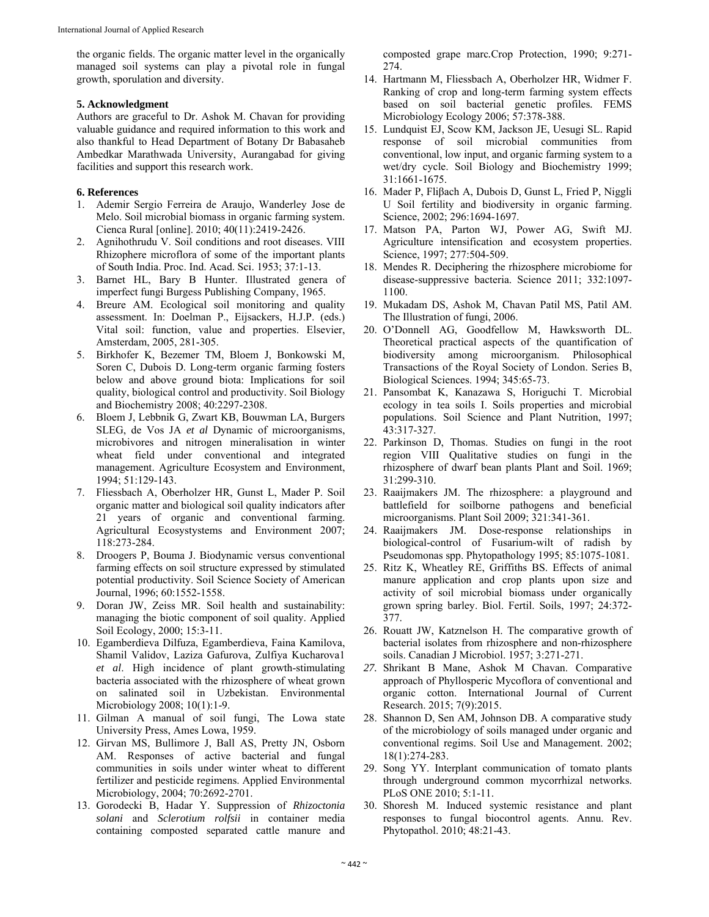the organic fields. The organic matter level in the organically managed soil systems can play a pivotal role in fungal growth, sporulation and diversity.

### 5. Acknowledgment

Authors are graceful to Dr. Ashok M. Chavan for providing valuable guidance and required information to this work and also thankful to Head Department of Botany Dr Babasaheb Ambedkar Marathwada University, Aurangabad for giving facilities and support this research work.

### 6. References

1. Ademir Sergio Ferreira de Araujo, Wanderley Jose de Melo. Soil microbial biomass in organic farming system. Cienca Rural [online]. 2010; 40(11):2419-2426.
2. Agnihothrudu V. Soil conditions and root diseases. VIII Rhizophere microflora of some of the important plants of South India. Proc. Ind. Acad. Sci. 1953; 37:1-13.
3. Barnet HL, Bary B Hunter. Illustrated genera of imperfect fungi Burgess Publishing Company, 1965.
4. Breure AM. Ecological soil monitoring and quality assessment. In: Doelman P., Eijsackers, H.J.P. (eds.) Vital soil: function, value and properties. Elsevier, Amsterdam, 2005, 281-305.
5. Birkhofer K, Bezemer TM, Bloem J, Bonkowski M, Soren C, Dubois D. Long-term organic farming fosters below and above ground biota: Implications for soil quality, biological control and productivity. Soil Biology and Biochemistry 2008; 40:2297-2308.
6. Bloem J, Lebbnik G, Zwart KB, Bouwman LA, Burgers SLEG, de Vos JA *et al* Dynamic of microorganisms, microbivores and nitrogen mineralisation in winter wheat field under conventional and integrated management. Agriculture Ecosystem and Environment, 1994; 51:129-143.
7. Fliessbach A, Oberholzer HR, Gunst L, Mader P. Soil organic matter and biological soil quality indicators after 21 years of organic and conventional farming. Agricultural Ecosystems and Environment 2007; 118:273-284.
8. Droogers P, Bouma J. Biodynamic versus conventional farming effects on soil structure expressed by stimulated potential productivity. Soil Science Society of American Journal, 1996; 60:1552-1558.
9. Doran JW, Zeiss MR. Soil health and sustainability: managing the biotic component of soil quality. Applied Soil Ecology, 2000; 15:3-11.
10. Egamberdieva Dilfuza, Egamberdieva, Faina Kamilova, Shamil Validov, Laziza Gafurova, Zulfiya Kucharova1 *et al*. High incidence of plant growth-stimulating bacteria associated with the rhizosphere of wheat grown on salinated soil in Uzbekistan. Environmental Microbiology 2008; 10(1):1-9.
11. Gilman A manual of soil fungi, The Lowa state University Press, Ames Lowa, 1959.
12. Girvan MS, Bullimore J, Ball AS, Pretty JN, Osborn AM. Responses of active bacterial and fungal communities in soils under winter wheat to different fertilizer and pesticide regimens. Applied Environmental Microbiology, 2004; 70:2692-2701.
13. Gorodecki B, Hadar Y. Suppression of *Rhizoctonia solani* and *Sclerotium rolfsii* in container media containing composted separated cattle manure and composted grape marc.Crop Protection, 1990; 9:271-274.
14. Hartmann M, Fliessbach A, Oberholzer HR, Widmer F. Ranking of crop and long-term farming system effects based on soil bacterial genetic profiles. FEMS Microbiology Ecology 2006; 57:378-388.
15. Lundquist EJ, Scow KM, Jackson JE, Uesugi SL. Rapid response of soil microbial communities from conventional, low input, and organic farming system to a wet/dry cycle. Soil Biology and Biochemistry 1999; 31:1661-1675.
16. Mader P, Fliβach A, Dubois D, Gunst L, Fried P, Niggli U Soil fertility and biodiversity in organic farming. Science, 2002; 296:1694-1697.
17. Matson PA, Parton WJ, Power AG, Swift MJ. Agriculture intensification and ecosystem properties. Science, 1997; 277:504-509.
18. Mendes R. Deciphering the rhizosphere microbiome for disease-suppressive bacteria. Science 2011; 332:1097-1100.
19. Mukadam DS, Ashok M, Chavan Patil MS, Patil AM. The Illustration of fungi, 2006.
20. O'Donnell AG, Goodfellow M, Hawksworth DL. Theoretical practical aspects of the quantification of biodiversity among microorganism. Philosophical Transactions of the Royal Society of London. Series B, Biological Sciences. 1994; 345:65-73.
21. Pansombat K, Kanazawa S, Horiguchi T. Microbial ecology in tea soils I. Soils properties and microbial populations. Soil Science and Plant Nutrition, 1997; 43:317-327.
22. Parkinson D, Thomas. Studies on fungi in the root region VIII Qualitative studies on fungi in the rhizosphere of dwarf bean plants Plant and Soil. 1969; 31:299-310.
23. Raaijmakers JM. The rhizosphere: a playground and battlefield for soilborne pathogens and beneficial microorganisms. Plant Soil 2009; 321:341-361.
24. Raaijmakers JM. Dose-response relationships in biological-control of Fusarium-wilt of radish by Pseudomonas spp. Phytopathology 1995; 85:1075-1081.
25. Ritz K, Wheatley RE, Griffiths BS. Effects of animal manure application and crop plants upon size and activity of soil microbial biomass under organically grown spring barley. Biol. Fertil. Soils, 1997; 24:372-377.
26. Rouatt JW, Katznelson H. The comparative growth of bacterial isolates from rhizosphere and non-rhizosphere soils. Canadian J Microbiol. 1957; 3:271-271.
27. Shrikant B Mane, Ashok M Chavan. Comparative approach of Phyllosperic Mycoflora of conventional and organic cotton. International Journal of Current Research. 2015; 7(9):2015.
28. Shannon D, Sen AM, Johnson DB. A comparative study of the microbiology of soils managed under organic and conventional regims. Soil Use and Management. 2002; 18(1):274-283.
29. Song YY. Interplant communication of tomato plants through underground common mycorrhizal networks. PLoS ONE 2010; 5:1-11.
30. Shoresh M. Induced systemic resistance and plant responses to fungal biocontrol agents. Annu. Rev. Phytopathol. 2010; 48:21-43.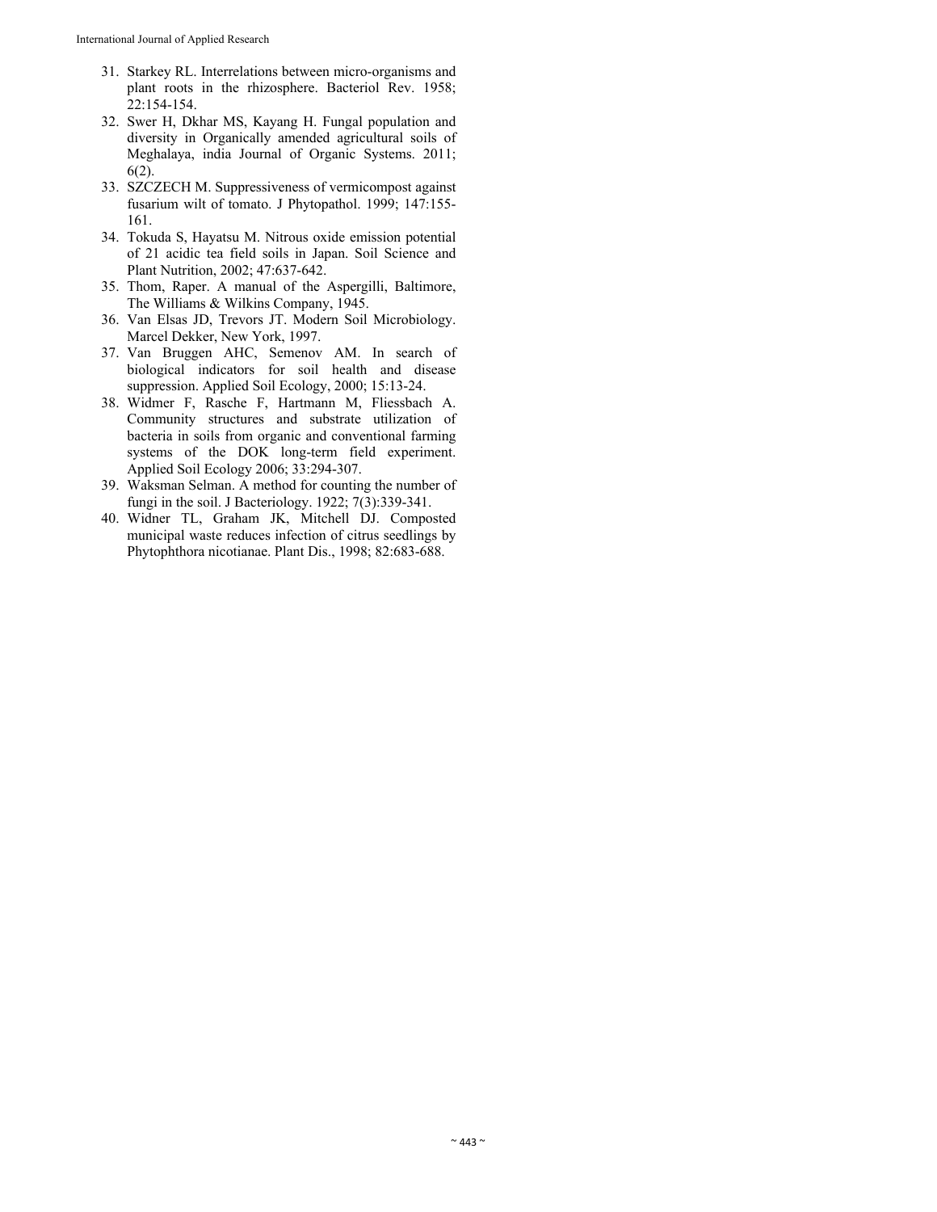31. Starkey RL. Interrelations between micro-organisms and plant roots in the rhizosphere. Bacteriol Rev. 1958; 22:154-154.
32. Swer H, Dkhar MS, Kayang H. Fungal population and diversity in Organically amended agricultural soils of Meghalaya, india Journal of Organic Systems. 2011; 6(2).
33. SZCZECH M. Suppressiveness of vermicompost against fusarium wilt of tomato. J Phytopathol. 1999; 147:155-161.
34. Tokuda S, Hayatsu M. Nitrous oxide emission potential of 21 acidic tea field soils in Japan. Soil Science and Plant Nutrition, 2002; 47:637-642.
35. Thom, Raper. A manual of the Aspergilli, Baltimore, The Williams & Wilkins Company, 1945.
36. Van Elsas JD, Trevors JT. Modern Soil Microbiology. Marcel Dekker, New York, 1997.
37. Van Bruggen AHC, Semenov AM. In search of biological indicators for soil health and disease suppression. Applied Soil Ecology, 2000; 15:13-24.
38. Widmer F, Rasche F, Hartmann M, Fliessbach A. Community structures and substrate utilization of bacteria in soils from organic and conventional farming systems of the DOK long-term field experiment. Applied Soil Ecology 2006; 33:294-307.
39. Waksman Selman. A method for counting the number of fungi in the soil. J Bacteriology. 1922; 7(3):339-341.
40. Widner TL, Graham JK, Mitchell DJ. Composted municipal waste reduces infection of citrus seedlings by Phytophthora nicotianae. Plant Dis., 1998; 82:683-688.